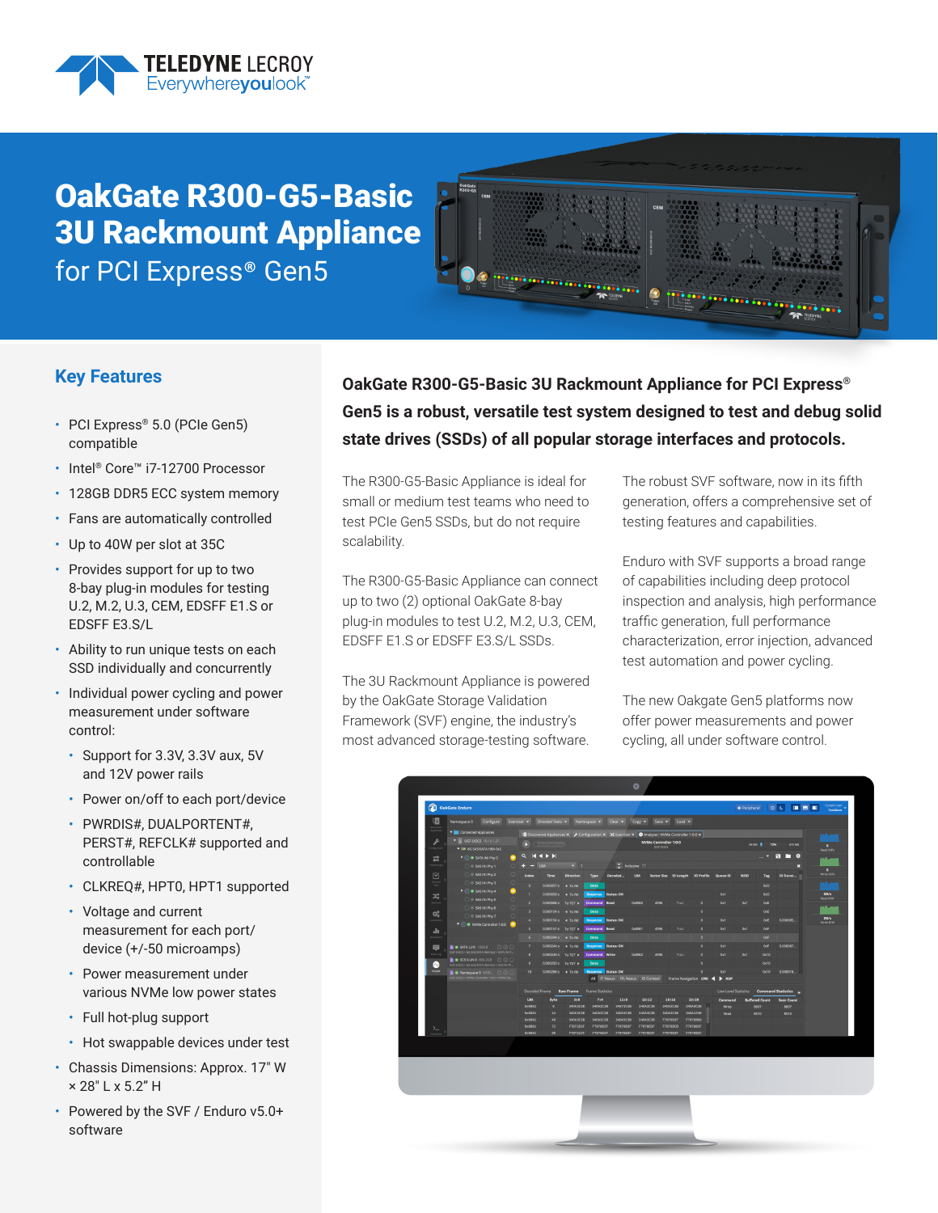# OakGate R300-G5-Basic 3U Rackmount Appliance

for PCI Express® Gen5

## Key Features

- PCI Express® 5.0 (PCIe Gen5) compatible
- Intel® Core™ i7-12700 Processor
- 128GB DDR5 ECC system memory
- Fans are automatically controlled
- Up to 40W per slot at 35C
- Provides support for up to two 8-bay plug-in modules for testing U.2, M.2, U.3, CEM, EDSFF E1.S or EDSFF E3.S/L
- Ability to run unique tests on each SSD individually and concurrently
- Individual power cycling and power measurement under software control:
  - Support for 3.3V, 3.3V aux, 5V and 12V power rails
  - Power on/off to each port/device
  - PWRDIS#, DUALPORTENT#, PERST#, REFCLK# supported and controllable
  - CLKREQ#, HPT0, HPT1 supported
  - Voltage and current measurement for each port/ device (+/-50 microamps)
  - Power measurement under various NVMe low power states
  - Full hot-plug support
  - Hot swappable devices under test
- Chassis Dimensions: Approx. 17" W × 28" L x 5.2" H
- Powered by the SVF / Enduro v5.0+ software

**OakGate R300-G5-Basic 3U Rackmount Appliance for PCI Express® Gen5 is a robust, versatile test system designed to test and debug solid state drives (SSDs) of all popular storage interfaces and protocols.**

The R300-G5-Basic Appliance is ideal for small or medium test teams who need to test PCIe Gen5 SSDs, but do not require scalability.

The R300-G5-Basic Appliance can connect up to two (2) optional OakGate 8-bay plug-in modules to test U.2, M.2, U.3, CEM, EDSFF E1.S or EDSFF E3.S/L SSDs.

The 3U Rackmount Appliance is powered by the OakGate Storage Validation Framework (SVF) engine, the industry's most advanced storage-testing software.

The robust SVF software, now in its fifth generation, offers a comprehensive set of testing features and capabilities.

Enduro with SVF supports a broad range of capabilities including deep protocol inspection and analysis, high performance traffic generation, full performance characterization, error injection, advanced test automation and power cycling.

The new Oakgate Gen5 platforms now offer power measurements and power cycling, all under software control.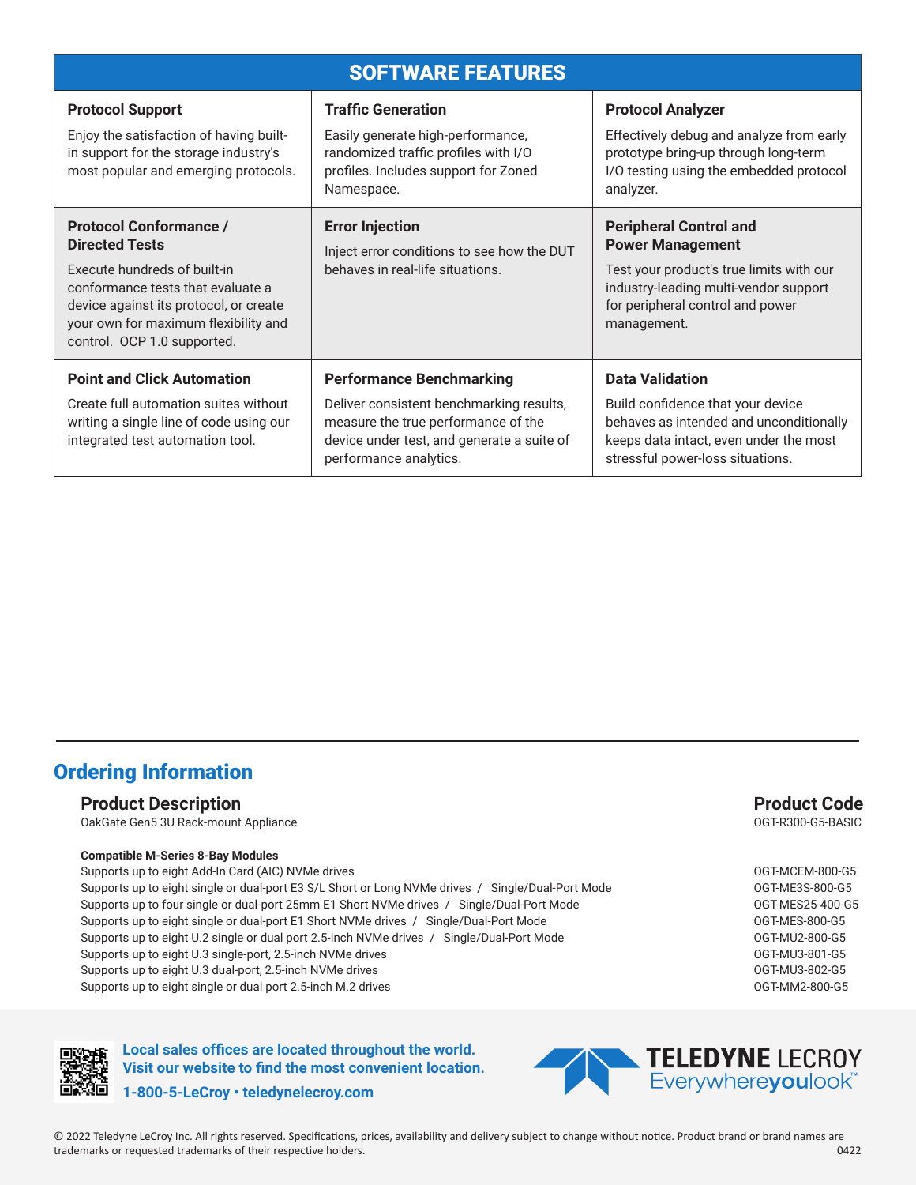## SOFTWARE FEATURES

| | | |
|---|---|---|
| **Protocol Support**<br>Enjoy the satisfaction of having built-in support for the storage industry's most popular and emerging protocols. | **Traffic Generation**<br>Easily generate high-performance, randomized traffic profiles with I/O profiles. Includes support for Zoned Namespace. | **Protocol Analyzer**<br>Effectively debug and analyze from early prototype bring-up through long-term I/O testing using the embedded protocol analyzer. |
| **Protocol Conformance / Directed Tests**<br>Execute hundreds of built-in conformance tests that evaluate a device against its protocol, or create your own for maximum flexibility and control. OCP 1.0 supported. | **Error Injection**<br>Inject error conditions to see how the DUT behaves in real-life situations. | **Peripheral Control and Power Management**<br>Test your product's true limits with our industry-leading multi-vendor support for peripheral control and power management. |
| **Point and Click Automation**<br>Create full automation suites without writing a single line of code using our integrated test automation tool. | **Performance Benchmarking**<br>Deliver consistent benchmarking results, measure the true performance of the device under test, and generate a suite of performance analytics. | **Data Validation**<br>Build confidence that your device behaves as intended and unconditionally keeps data intact, even under the most stressful power-loss situations. |

## Ordering Information

| Product Description | Product Code |
|---|---|
| OakGate Gen5 3U Rack-mount Appliance | OGT-R300-G5-BASIC |
| **Compatible M-Series 8-Bay Modules** | |
| Supports up to eight Add-In Card (AIC) NVMe drives | OGT-MCEM-800-G5 |
| Supports up to eight single or dual-port E3 S/L Short or Long NVMe drives / Single/Dual-Port Mode | OGT-ME3S-800-G5 |
| Supports up to four single or dual-port 25mm E1 Short NVMe drives / Single/Dual-Port Mode | OGT-MES25-400-G5 |
| Supports up to eight single or dual-port E1 Short NVMe drives / Single/Dual-Port Mode | OGT-MES-800-G5 |
| Supports up to eight U.2 single or dual port 2.5-inch NVMe drives / Single/Dual-Port Mode | OGT-MU2-800-G5 |
| Supports up to eight U.3 single-port, 2.5-inch NVMe drives | OGT-MU3-801-G5 |
| Supports up to eight U.3 dual-port, 2.5-inch NVMe drives | OGT-MU3-802-G5 |
| Supports up to eight single or dual port 2.5-inch M.2 drives | OGT-MM2-800-G5 |

**Local sales offices are located throughout the world. Visit our website to find the most convenient location.**

**1-800-5-LeCroy • teledynelecroy.com**

TELEDYNE LECROY
Everywhereyoulook™

© 2022 Teledyne LeCroy Inc. All rights reserved. Specifications, prices, availability and delivery subject to change without notice. Product brand or brand names are trademarks or requested trademarks of their respective holders.

0422